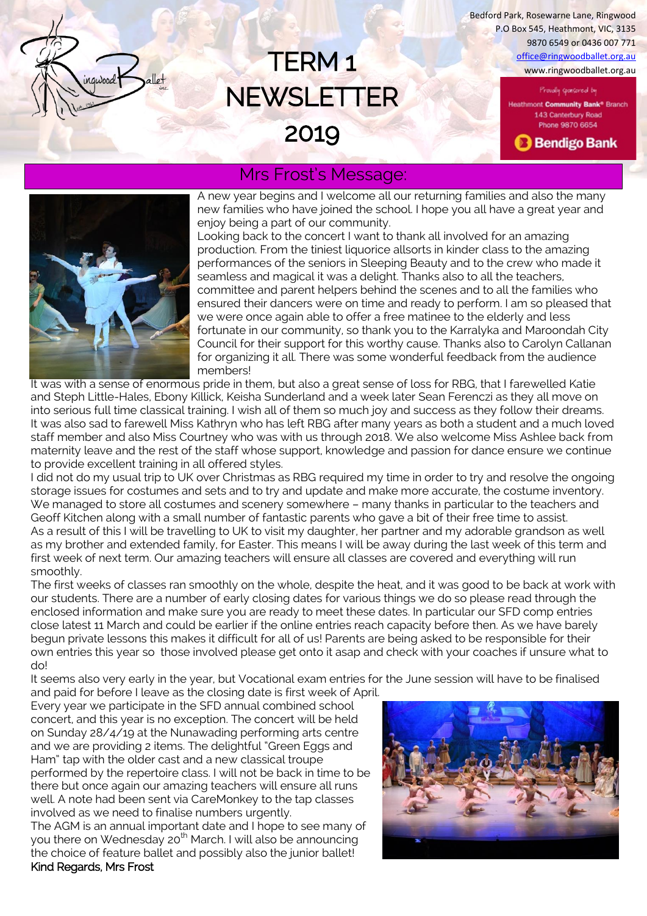# TERM 1 NEWSLETTER 2019

Bedford Park, Rosewarne Lane, Ringwood
P.O Box 545, Heathmont, VIC, 3135
9870 6549 or 0436 007 771
office@ringwoodballet.org.au
www.ringwoodballet.org.au

Proudly sponsored by
Heathmont Community Bank® Branch
143 Canterbury Road
Phone 9870 6654
Bendigo Bank

## Mrs Frost's Message:

A new year begins and I welcome all our returning families and also the many new families who have joined the school. I hope you all have a great year and enjoy being a part of our community.

Looking back to the concert I want to thank all involved for an amazing production. From the tiniest liquorice allsorts in kinder class to the amazing performances of the seniors in Sleeping Beauty and to the crew who made it seamless and magical it was a delight. Thanks also to all the teachers, committee and parent helpers behind the scenes and to all the families who ensured their dancers were on time and ready to perform. I am so pleased that we were once again able to offer a free matinee to the elderly and less fortunate in our community, so thank you to the Karralyka and Maroondah City Council for their support for this worthy cause. Thanks also to Carolyn Callanan for organizing it all. There was some wonderful feedback from the audience members!

It was with a sense of enormous pride in them, but also a great sense of loss for RBG, that I farewelled Katie and Steph Little-Hales, Ebony Killick, Keisha Sunderland and a week later Sean Ferenczi as they all move on into serious full time classical training. I wish all of them so much joy and success as they follow their dreams. It was also sad to farewell Miss Kathryn who has left RBG after many years as both a student and a much loved staff member and also Miss Courtney who was with us through 2018. We also welcome Miss Ashlee back from maternity leave and the rest of the staff whose support, knowledge and passion for dance ensure we continue to provide excellent training in all offered styles.

I did not do my usual trip to UK over Christmas as RBG required my time in order to try and resolve the ongoing storage issues for costumes and sets and to try and update and make more accurate, the costume inventory. We managed to store all costumes and scenery somewhere – many thanks in particular to the teachers and Geoff Kitchen along with a small number of fantastic parents who gave a bit of their free time to assist.

As a result of this I will be travelling to UK to visit my daughter, her partner and my adorable grandson as well as my brother and extended family, for Easter. This means I will be away during the last week of this term and first week of next term. Our amazing teachers will ensure all classes are covered and everything will run smoothly.

The first weeks of classes ran smoothly on the whole, despite the heat, and it was good to be back at work with our students. There are a number of early closing dates for various things we do so please read through the enclosed information and make sure you are ready to meet these dates. In particular our SFD comp entries close latest 11 March and could be earlier if the online entries reach capacity before then. As we have barely begun private lessons this makes it difficult for all of us! Parents are being asked to be responsible for their own entries this year so those involved please get onto it asap and check with your coaches if unsure what to do!

It seems also very early in the year, but Vocational exam entries for the June session will have to be finalised and paid for before I leave as the closing date is first week of April.

Every year we participate in the SFD annual combined school concert, and this year is no exception. The concert will be held on Sunday 28/4/19 at the Nunawading performing arts centre and we are providing 2 items. The delightful "Green Eggs and Ham" tap with the older cast and a new classical troupe performed by the repertoire class. I will not be back in time to be there but once again our amazing teachers will ensure all runs well. A note had been sent via CareMonkey to the tap classes involved as we need to finalise numbers urgently.

The AGM is an annual important date and I hope to see many of you there on Wednesday 20th March. I will also be announcing the choice of feature ballet and possibly also the junior ballet!

**Kind Regards, Mrs Frost**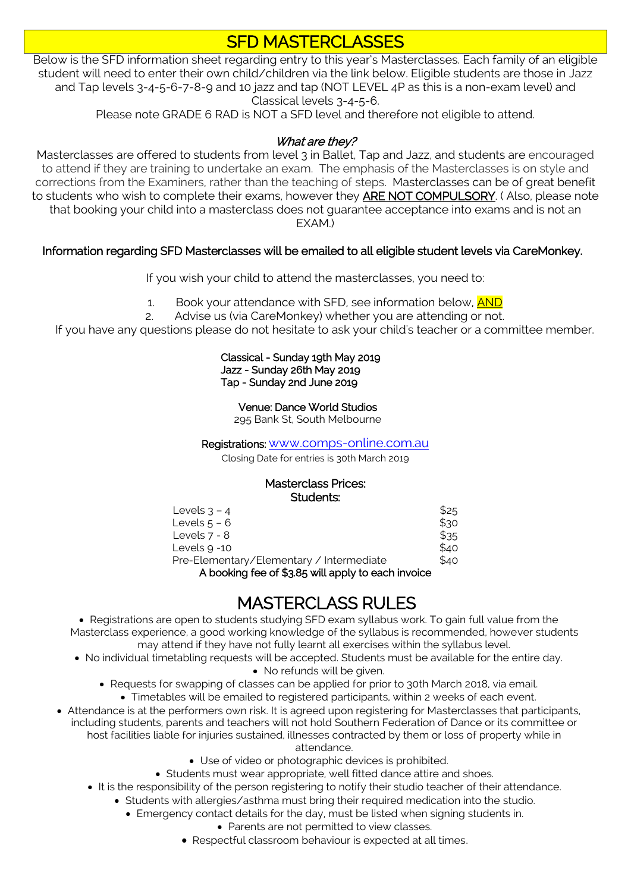# SFD MASTERCLASSES

Below is the SFD information sheet regarding entry to this year's Masterclasses. Each family of an eligible student will need to enter their own child/children via the link below. Eligible students are those in Jazz and Tap levels 3-4-5-6-7-8-9 and 10 jazz and tap (NOT LEVEL 4P as this is a non-exam level) and Classical levels 3-4-5-6.

Please note GRADE 6 RAD is NOT a SFD level and therefore not eligible to attend.

### *What are they?*

Masterclasses are offered to students from level 3 in Ballet, Tap and Jazz, and students are encouraged to attend if they are training to undertake an exam. The emphasis of the Masterclasses is on style and corrections from the Examiners, rather than the teaching of steps. Masterclasses can be of great benefit to students who wish to complete their exams, however they **ARE NOT COMPULSORY**. ( Also, please note that booking your child into a masterclass does not guarantee acceptance into exams and is not an EXAM.)

**Information regarding SFD Masterclasses will be emailed to all eligible student levels via CareMonkey.**

If you wish your child to attend the masterclasses, you need to:

1. Book your attendance with SFD, see information below, **AND**
2. Advise us (via CareMonkey) whether you are attending or not.

If you have any questions please do not hesitate to ask your child's teacher or a committee member.

**Classical - Sunday 19th May 2019**
**Jazz - Sunday 26th May 2019**
**Tap - Sunday 2nd June 2019**

**Venue: Dance World Studios**
295 Bank St, South Melbourne

**Registrations:** www.comps-online.com.au

Closing Date for entries is 30th March 2019

**Masterclass Prices:**
**Students:**

| Level | Price |
|---|---|
| Levels 3 – 4 | $25 |
| Levels 5 – 6 | $30 |
| Levels 7 - 8 | $35 |
| Levels 9 -10 | $40 |
| Pre-Elementary/Elementary / Intermediate | $40 |

**A booking fee of $3.85 will apply to each invoice**

# MASTERCLASS RULES

- Registrations are open to students studying SFD exam syllabus work. To gain full value from the Masterclass experience, a good working knowledge of the syllabus is recommended, however students may attend if they have not fully learnt all exercises within the syllabus level.
- No individual timetabling requests will be accepted. Students must be available for the entire day.
- No refunds will be given.
- Requests for swapping of classes can be applied for prior to 30th March 2018, via email.
- Timetables will be emailed to registered participants, within 2 weeks of each event.
- Attendance is at the performers own risk. It is agreed upon registering for Masterclasses that participants, including students, parents and teachers will not hold Southern Federation of Dance or its committee or host facilities liable for injuries sustained, illnesses contracted by them or loss of property while in attendance.
- Use of video or photographic devices is prohibited.
- Students must wear appropriate, well fitted dance attire and shoes.
- It is the responsibility of the person registering to notify their studio teacher of their attendance.
- Students with allergies/asthma must bring their required medication into the studio.
- Emergency contact details for the day, must be listed when signing students in.
- Parents are not permitted to view classes.
- Respectful classroom behaviour is expected at all times.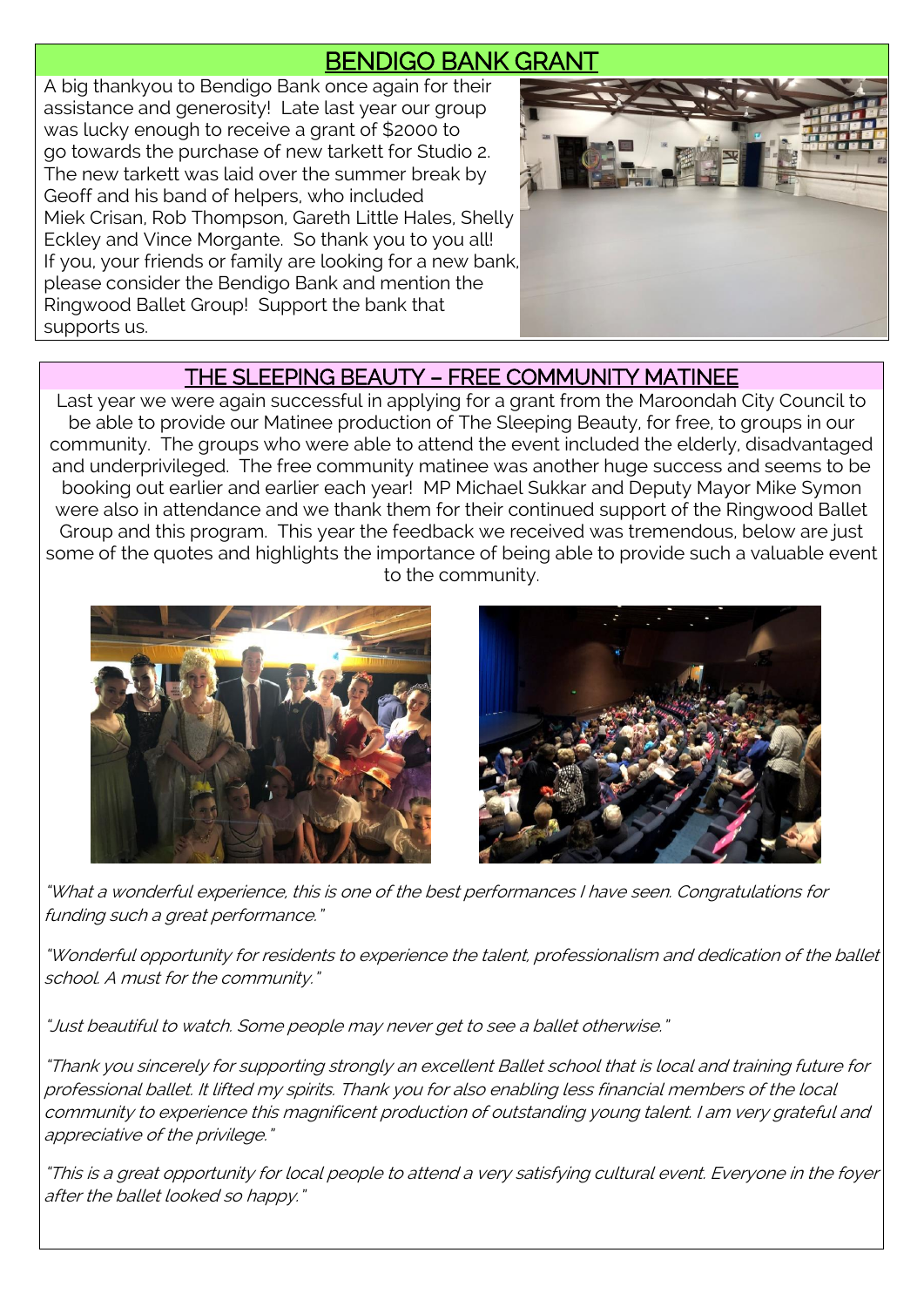## BENDIGO BANK GRANT

A big thankyou to Bendigo Bank once again for their assistance and generosity! Late last year our group was lucky enough to receive a grant of $2000 to go towards the purchase of new tarkett for Studio 2. The new tarkett was laid over the summer break by Geoff and his band of helpers, who included Miek Crisan, Rob Thompson, Gareth Little Hales, Shelly Eckley and Vince Morgante. So thank you to you all! If you, your friends or family are looking for a new bank, please consider the Bendigo Bank and mention the Ringwood Ballet Group! Support the bank that supports us.

## THE SLEEPING BEAUTY – FREE COMMUNITY MATINEE

Last year we were again successful in applying for a grant from the Maroondah City Council to be able to provide our Matinee production of The Sleeping Beauty, for free, to groups in our community. The groups who were able to attend the event included the elderly, disadvantaged and underprivileged. The free community matinee was another huge success and seems to be booking out earlier and earlier each year! MP Michael Sukkar and Deputy Mayor Mike Symon were also in attendance and we thank them for their continued support of the Ringwood Ballet Group and this program. This year the feedback we received was tremendous, below are just some of the quotes and highlights the importance of being able to provide such a valuable event to the community.

*"What a wonderful experience, this is one of the best performances I have seen. Congratulations for funding such a great performance."*

*"Wonderful opportunity for residents to experience the talent, professionalism and dedication of the ballet school. A must for the community."*

*"Just beautiful to watch. Some people may never get to see a ballet otherwise."*

*"Thank you sincerely for supporting strongly an excellent Ballet school that is local and training future for professional ballet. It lifted my spirits. Thank you for also enabling less financial members of the local community to experience this magnificent production of outstanding young talent. I am very grateful and appreciative of the privilege."*

*"This is a great opportunity for local people to attend a very satisfying cultural event. Everyone in the foyer after the ballet looked so happy."*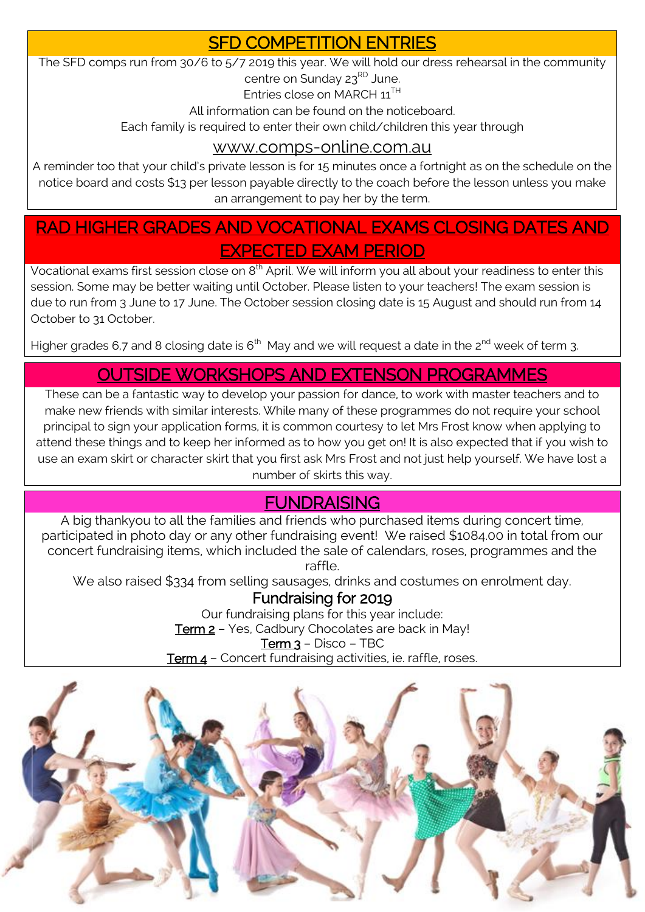## SFD COMPETITION ENTRIES

The SFD comps run from 30/6 to 5/7 2019 this year. We will hold our dress rehearsal in the community centre on Sunday 23RD June.

Entries close on MARCH 11TH

All information can be found on the noticeboard.

Each family is required to enter their own child/children this year through

www.comps-online.com.au

A reminder too that your child's private lesson is for 15 minutes once a fortnight as on the schedule on the notice board and costs $13 per lesson payable directly to the coach before the lesson unless you make an arrangement to pay her by the term.

## RAD HIGHER GRADES AND VOCATIONAL EXAMS CLOSING DATES AND EXPECTED EXAM PERIOD

Vocational exams first session close on 8th April. We will inform you all about your readiness to enter this session. Some may be better waiting until October. Please listen to your teachers! The exam session is due to run from 3 June to 17 June. The October session closing date is 15 August and should run from 14 October to 31 October.

Higher grades 6,7 and 8 closing date is 6th May and we will request a date in the 2nd week of term 3.

## OUTSIDE WORKSHOPS AND EXTENSON PROGRAMMES

These can be a fantastic way to develop your passion for dance, to work with master teachers and to make new friends with similar interests. While many of these programmes do not require your school principal to sign your application forms, it is common courtesy to let Mrs Frost know when applying to attend these things and to keep her informed as to how you get on! It is also expected that if you wish to use an exam skirt or character skirt that you first ask Mrs Frost and not just help yourself. We have lost a number of skirts this way.

## FUNDRAISING

A big thankyou to all the families and friends who purchased items during concert time, participated in photo day or any other fundraising event! We raised $1084.00 in total from our concert fundraising items, which included the sale of calendars, roses, programmes and the raffle.

We also raised $334 from selling sausages, drinks and costumes on enrolment day.

### Fundraising for 2019

Our fundraising plans for this year include:

Term 2 – Yes, Cadbury Chocolates are back in May!

Term 3 – Disco – TBC

Term 4 – Concert fundraising activities, ie. raffle, roses.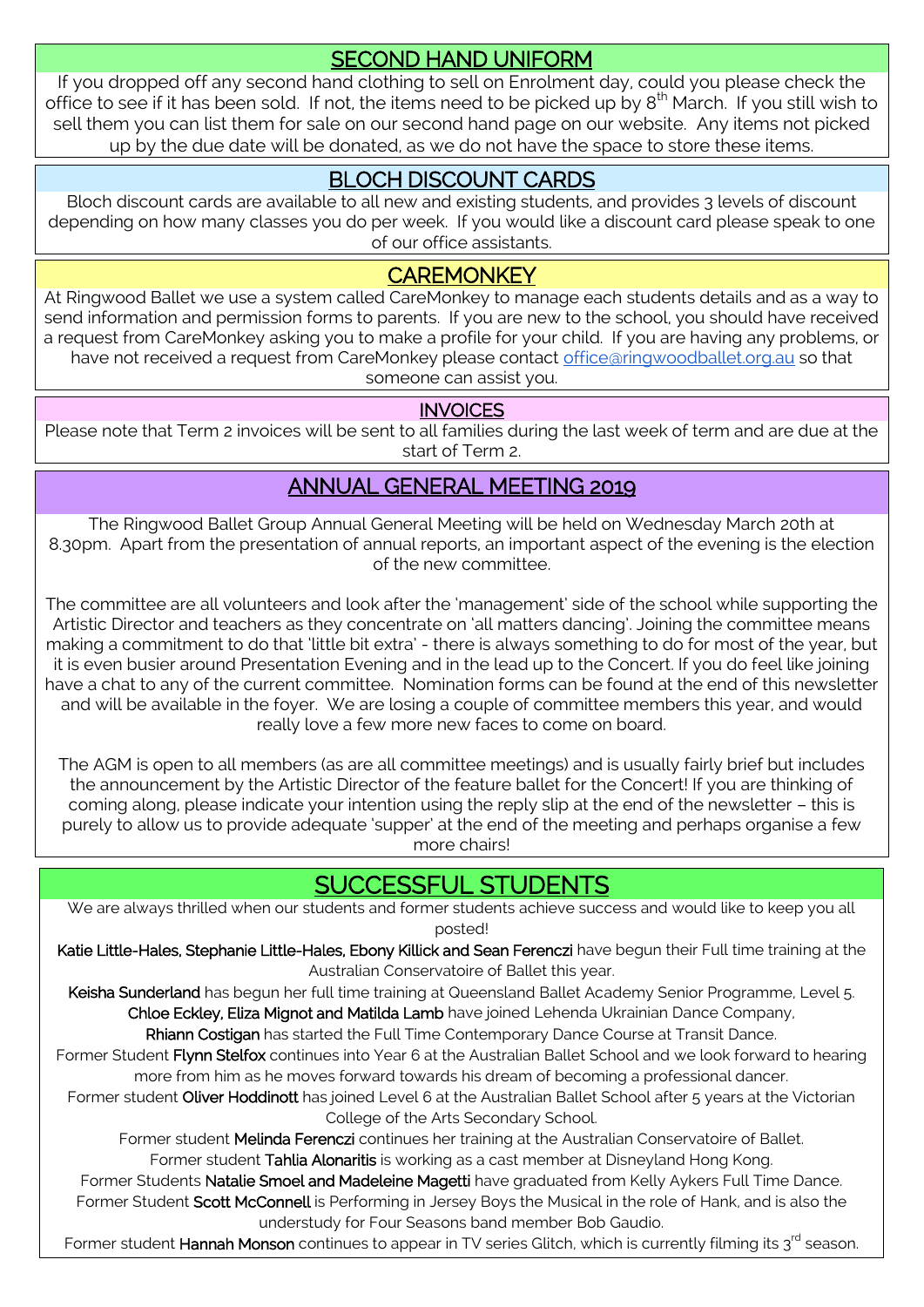## SECOND HAND UNIFORM

If you dropped off any second hand clothing to sell on Enrolment day, could you please check the office to see if it has been sold. If not, the items need to be picked up by 8th March. If you still wish to sell them you can list them for sale on our second hand page on our website. Any items not picked up by the due date will be donated, as we do not have the space to store these items.

## BLOCH DISCOUNT CARDS

Bloch discount cards are available to all new and existing students, and provides 3 levels of discount depending on how many classes you do per week. If you would like a discount card please speak to one of our office assistants.

## CAREMONKEY

At Ringwood Ballet we use a system called CareMonkey to manage each students details and as a way to send information and permission forms to parents. If you are new to the school, you should have received a request from CareMonkey asking you to make a profile for your child. If you are having any problems, or have not received a request from CareMonkey please contact office@ringwoodballet.org.au so that someone can assist you.

## INVOICES

Please note that Term 2 invoices will be sent to all families during the last week of term and are due at the start of Term 2.

## ANNUAL GENERAL MEETING 2019

The Ringwood Ballet Group Annual General Meeting will be held on Wednesday March 20th at 8.30pm. Apart from the presentation of annual reports, an important aspect of the evening is the election of the new committee.

The committee are all volunteers and look after the 'management' side of the school while supporting the Artistic Director and teachers as they concentrate on 'all matters dancing'. Joining the committee means making a commitment to do that 'little bit extra' - there is always something to do for most of the year, but it is even busier around Presentation Evening and in the lead up to the Concert. If you do feel like joining have a chat to any of the current committee. Nomination forms can be found at the end of this newsletter and will be available in the foyer. We are losing a couple of committee members this year, and would really love a few more new faces to come on board.

The AGM is open to all members (as are all committee meetings) and is usually fairly brief but includes the announcement by the Artistic Director of the feature ballet for the Concert! If you are thinking of coming along, please indicate your intention using the reply slip at the end of the newsletter – this is purely to allow us to provide adequate 'supper' at the end of the meeting and perhaps organise a few more chairs!

## SUCCESSFUL STUDENTS

We are always thrilled when our students and former students achieve success and would like to keep you all posted!

**Katie Little-Hales, Stephanie Little-Hales, Ebony Killick and Sean Ferenczi** have begun their Full time training at the Australian Conservatoire of Ballet this year.

**Keisha Sunderland** has begun her full time training at Queensland Ballet Academy Senior Programme, Level 5.

**Chloe Eckley, Eliza Mignot and Matilda Lamb** have joined Lehenda Ukrainian Dance Company,

**Rhiann Costigan** has started the Full Time Contemporary Dance Course at Transit Dance.

Former Student **Flynn Stelfox** continues into Year 6 at the Australian Ballet School and we look forward to hearing more from him as he moves forward towards his dream of becoming a professional dancer.

Former student **Oliver Hoddinott** has joined Level 6 at the Australian Ballet School after 5 years at the Victorian College of the Arts Secondary School.

Former student **Melinda Ferenczi** continues her training at the Australian Conservatoire of Ballet.

Former student **Tahlia Alonaritis** is working as a cast member at Disneyland Hong Kong.

Former Students **Natalie Smoel and Madeleine Magetti** have graduated from Kelly Aykers Full Time Dance.

Former Student **Scott McConnell** is Performing in Jersey Boys the Musical in the role of Hank, and is also the understudy for Four Seasons band member Bob Gaudio.

Former student **Hannah Monson** continues to appear in TV series Glitch, which is currently filming its 3rd season.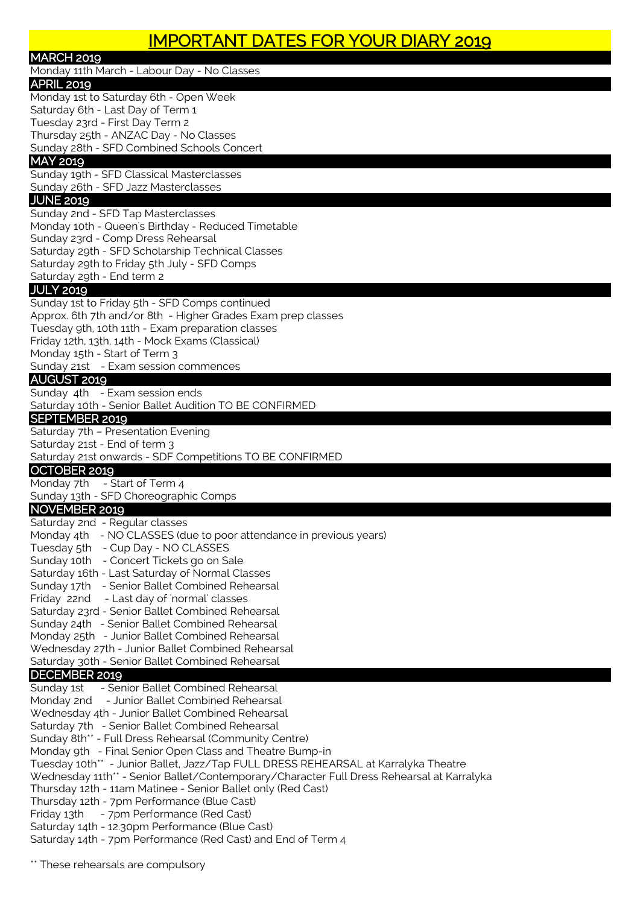# IMPORTANT DATES FOR YOUR DIARY 2019

## MARCH 2019

Monday 11th March - Labour Day - No Classes

## APRIL 2019

Monday 1st to Saturday 6th - Open Week
Saturday 6th - Last Day of Term 1
Tuesday 23rd - First Day Term 2
Thursday 25th - ANZAC Day - No Classes
Sunday 28th - SFD Combined Schools Concert

## MAY 2019

Sunday 19th - SFD Classical Masterclasses
Sunday 26th - SFD Jazz Masterclasses

## JUNE 2019

Sunday 2nd - SFD Tap Masterclasses
Monday 10th - Queen's Birthday - Reduced Timetable
Sunday 23rd - Comp Dress Rehearsal
Saturday 29th - SFD Scholarship Technical Classes
Saturday 29th to Friday 5th July - SFD Comps
Saturday 29th - End term 2

## JULY 2019

Sunday 1st to Friday 5th - SFD Comps continued
Approx. 6th 7th and/or 8th - Higher Grades Exam prep classes
Tuesday 9th, 10th 11th - Exam preparation classes
Friday 12th, 13th, 14th - Mock Exams (Classical)
Monday 15th - Start of Term 3
Sunday 21st - Exam session commences

## AUGUST 2019

Sunday 4th - Exam session ends
Saturday 10th - Senior Ballet Audition TO BE CONFIRMED

## SEPTEMBER 2019

Saturday 7th – Presentation Evening
Saturday 21st - End of term 3
Saturday 21st onwards - SDF Competitions TO BE CONFIRMED

## OCTOBER 2019

Monday 7th - Start of Term 4
Sunday 13th - SFD Choreographic Comps

## NOVEMBER 2019

Saturday 2nd - Regular classes
Monday 4th - NO CLASSES (due to poor attendance in previous years)
Tuesday 5th - Cup Day - NO CLASSES
Sunday 10th - Concert Tickets go on Sale
Saturday 16th - Last Saturday of Normal Classes
Sunday 17th - Senior Ballet Combined Rehearsal
Friday 22nd - Last day of 'normal' classes
Saturday 23rd - Senior Ballet Combined Rehearsal
Sunday 24th - Senior Ballet Combined Rehearsal
Monday 25th - Junior Ballet Combined Rehearsal
Wednesday 27th - Junior Ballet Combined Rehearsal
Saturday 30th - Senior Ballet Combined Rehearsal

## DECEMBER 2019

Sunday 1st - Senior Ballet Combined Rehearsal
Monday 2nd - Junior Ballet Combined Rehearsal
Wednesday 4th - Junior Ballet Combined Rehearsal
Saturday 7th - Senior Ballet Combined Rehearsal
Sunday 8th** - Full Dress Rehearsal (Community Centre)
Monday 9th - Final Senior Open Class and Theatre Bump-in
Tuesday 10th** - Junior Ballet, Jazz/Tap FULL DRESS REHEARSAL at Karralyka Theatre
Wednesday 11th** - Senior Ballet/Contemporary/Character Full Dress Rehearsal at Karralyka
Thursday 12th - 11am Matinee - Senior Ballet only (Red Cast)
Thursday 12th - 7pm Performance (Blue Cast)
Friday 13th - 7pm Performance (Red Cast)
Saturday 14th - 12.30pm Performance (Blue Cast)
Saturday 14th - 7pm Performance (Red Cast) and End of Term 4

** These rehearsals are compulsory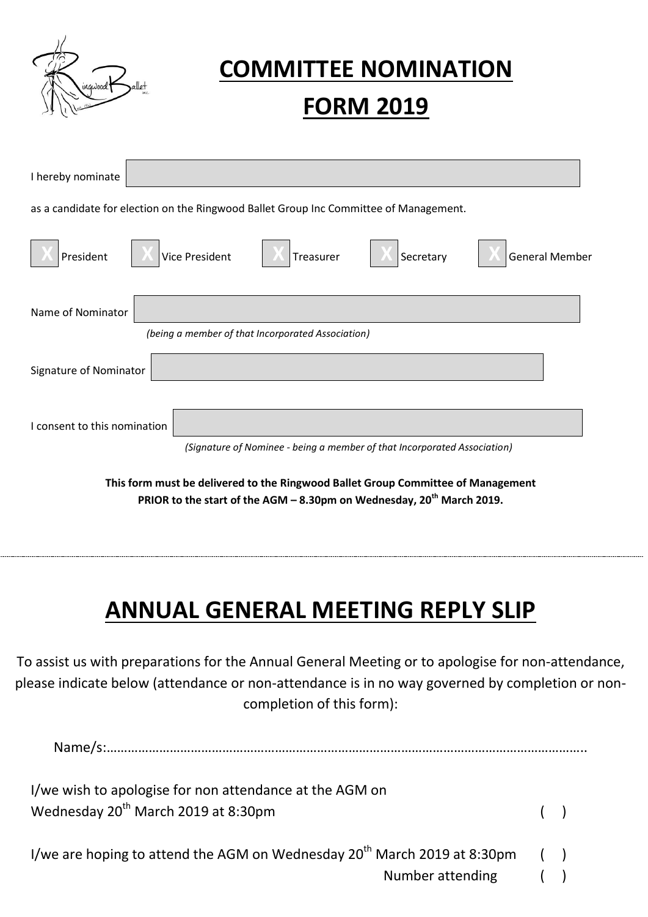# COMMITTEE NOMINATION FORM 2019

I hereby nominate

as a candidate for election on the Ringwood Ballet Group Inc Committee of Management.

X President X Vice President X Treasurer X Secretary X General Member

Name of Nominator

*(being a member of that Incorporated Association)*

Signature of Nominator

I consent to this nomination

*(Signature of Nominee - being a member of that Incorporated Association)*

**This form must be delivered to the Ringwood Ballet Group Committee of Management PRIOR to the start of the AGM – 8.30pm on Wednesday, 20th March 2019.**

---

# ANNUAL GENERAL MEETING REPLY SLIP

To assist us with preparations for the Annual General Meeting or to apologise for non-attendance, please indicate below (attendance or non-attendance is in no way governed by completion or non-completion of this form):

Name/s:……………………………………………………………………………………………………………………..

I/we wish to apologise for non attendance at the AGM on Wednesday 20th March 2019 at 8:30pm ( )

I/we are hoping to attend the AGM on Wednesday 20th March 2019 at 8:30pm ( )

Number attending ( )